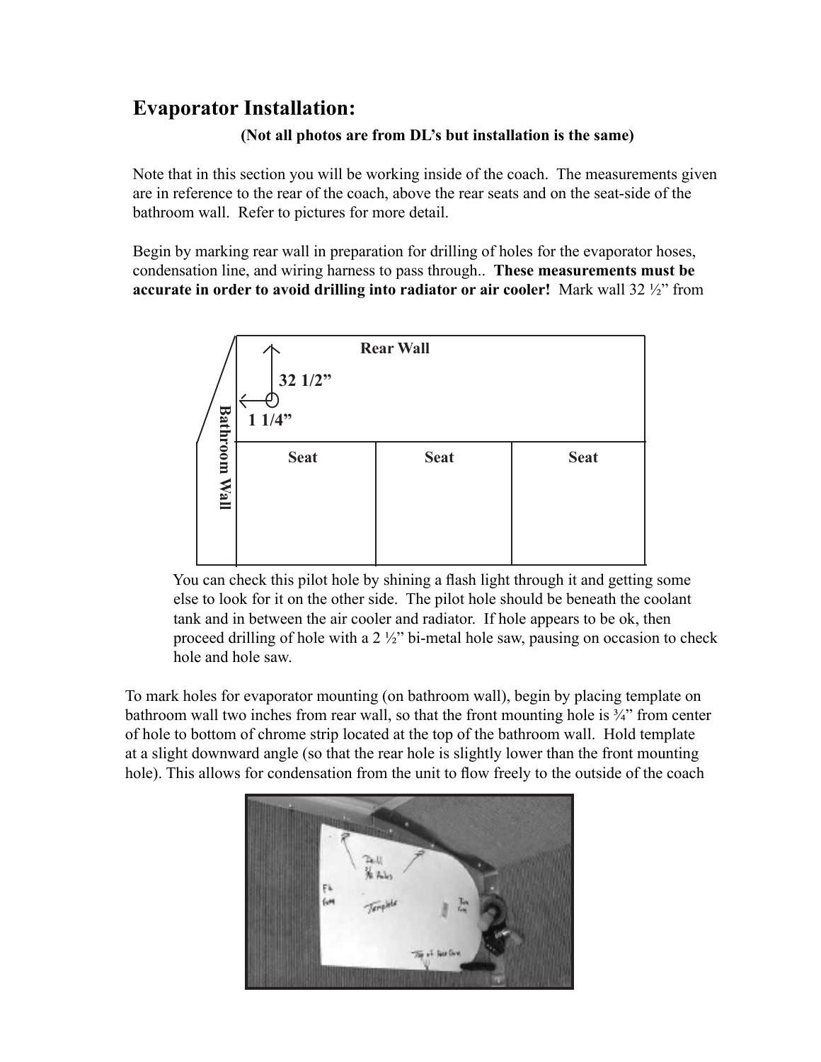# Evaporator Installation:

**(Not all photos are from DL's but installation is the same)**

Note that in this section you will be working inside of the coach. The measurements given are in reference to the rear of the coach, above the rear seats and on the seat-side of the bathroom wall. Refer to pictures for more detail.

Begin by marking rear wall in preparation for drilling of holes for the evaporator hoses, condensation line, and wiring harness to pass through.. **These measurements must be accurate in order to avoid drilling into radiator or air cooler!** Mark wall 32 ½" from

You can check this pilot hole by shining a flash light through it and getting some else to look for it on the other side. The pilot hole should be beneath the coolant tank and in between the air cooler and radiator. If hole appears to be ok, then proceed drilling of hole with a 2 ½" bi-metal hole saw, pausing on occasion to check hole and hole saw.

To mark holes for evaporator mounting (on bathroom wall), begin by placing template on bathroom wall two inches from rear wall, so that the front mounting hole is ¾" from center of hole to bottom of chrome strip located at the top of the bathroom wall. Hold template at a slight downward angle (so that the rear hole is slightly lower than the front mounting hole). This allows for condensation from the unit to flow freely to the outside of the coach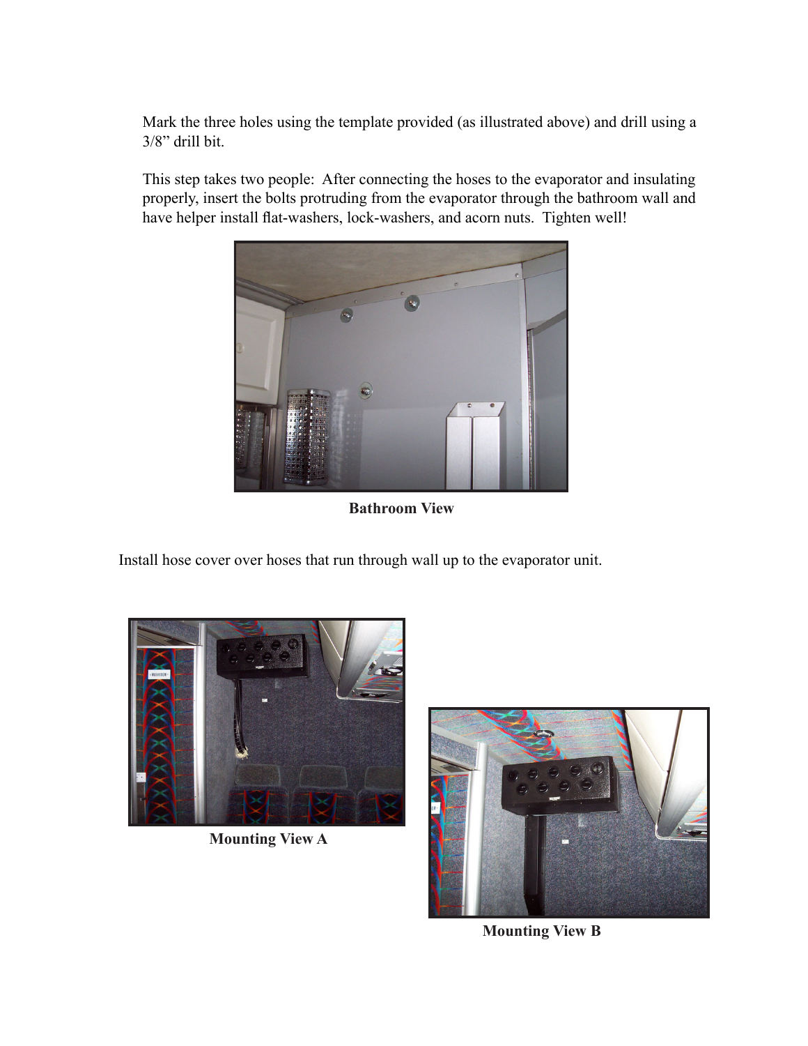Mark the three holes using the template provided (as illustrated above) and drill using a 3/8" drill bit.

This step takes two people: After connecting the hoses to the evaporator and insulating properly, insert the bolts protruding from the evaporator through the bathroom wall and have helper install flat-washers, lock-washers, and acorn nuts. Tighten well!

**Bathroom View**

Install hose cover over hoses that run through wall up to the evaporator unit.

**Mounting View A**

**Mounting View B**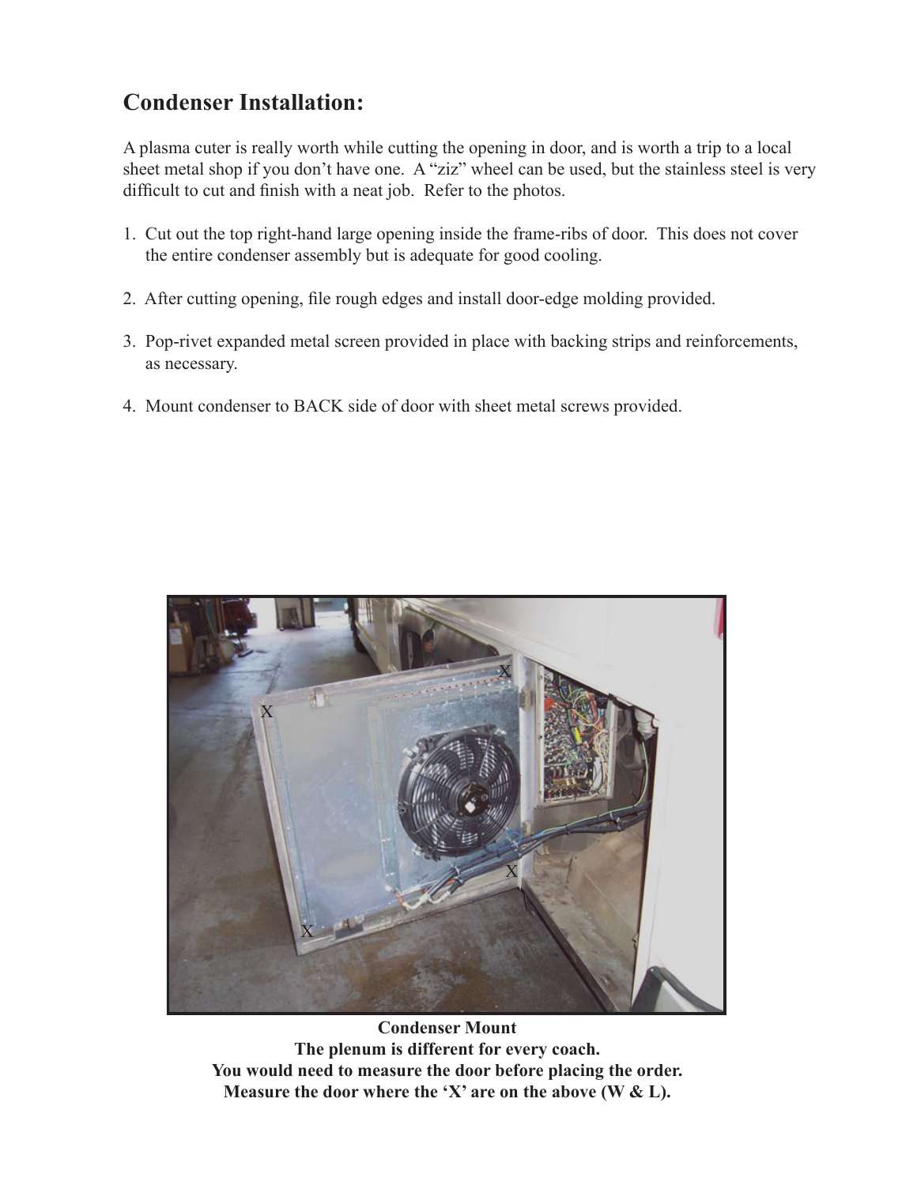## Condenser Installation:

A plasma cuter is really worth while cutting the opening in door, and is worth a trip to a local sheet metal shop if you don't have one. A "ziz" wheel can be used, but the stainless steel is very difficult to cut and finish with a neat job. Refer to the photos.

1. Cut out the top right-hand large opening inside the frame-ribs of door. This does not cover the entire condenser assembly but is adequate for good cooling.

2. After cutting opening, file rough edges and install door-edge molding provided.

3. Pop-rivet expanded metal screen provided in place with backing strips and reinforcements, as necessary.

4. Mount condenser to BACK side of door with sheet metal screws provided.

**Condenser Mount**
**The plenum is different for every coach.**
**You would need to measure the door before placing the order.**
**Measure the door where the 'X' are on the above (W & L).**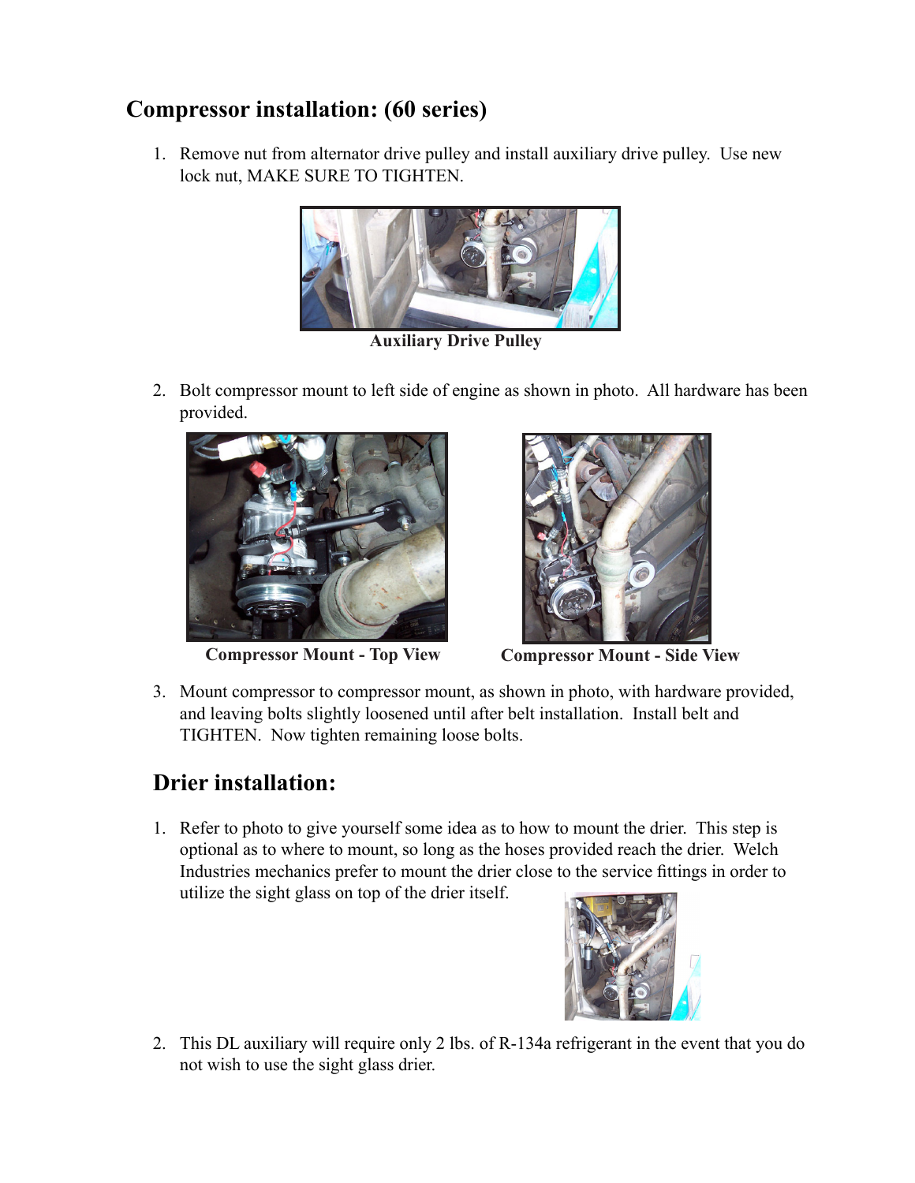## Compressor installation: (60 series)

1. Remove nut from alternator drive pulley and install auxiliary drive pulley. Use new lock nut, MAKE SURE TO TIGHTEN.

**Auxiliary Drive Pulley**

2. Bolt compressor mount to left side of engine as shown in photo. All hardware has been provided.

**Compressor Mount - Top View**

**Compressor Mount - Side View**

3. Mount compressor to compressor mount, as shown in photo, with hardware provided, and leaving bolts slightly loosened until after belt installation. Install belt and TIGHTEN. Now tighten remaining loose bolts.

## Drier installation:

1. Refer to photo to give yourself some idea as to how to mount the drier. This step is optional as to where to mount, so long as the hoses provided reach the drier. Welch Industries mechanics prefer to mount the drier close to the service fittings in order to utilize the sight glass on top of the drier itself.

2. This DL auxiliary will require only 2 lbs. of R-134a refrigerant in the event that you do not wish to use the sight glass drier.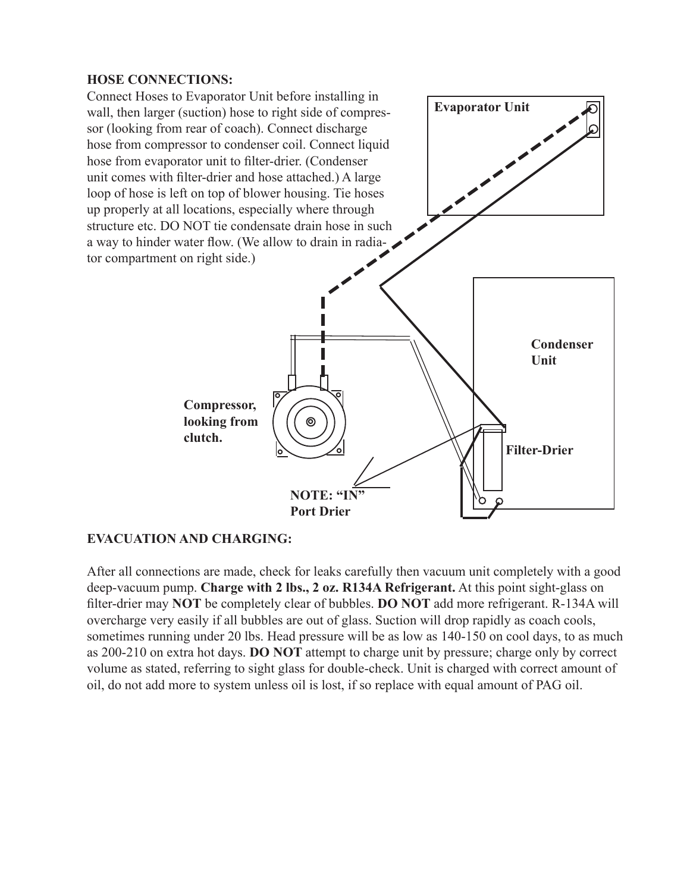## HOSE CONNECTIONS:

Connect Hoses to Evaporator Unit before installing in wall, then larger (suction) hose to right side of compressor (looking from rear of coach). Connect discharge hose from compressor to condenser coil. Connect liquid hose from evaporator unit to filter-drier. (Condenser unit comes with filter-drier and hose attached.) A large loop of hose is left on top of blower housing. Tie hoses up properly at all locations, especially where through structure etc. DO NOT tie condensate drain hose in such a way to hinder water flow. (We allow to drain in radiator compartment on right side.)

Evaporator Unit

Condenser Unit

Compressor, looking from clutch.

Filter-Drier

NOTE: "IN" Port Drier

## EVACUATION AND CHARGING:

After all connections are made, check for leaks carefully then vacuum unit completely with a good deep-vacuum pump. **Charge with 2 lbs., 2 oz. R134A Refrigerant.** At this point sight-glass on filter-drier may **NOT** be completely clear of bubbles. **DO NOT** add more refrigerant. R-134A will overcharge very easily if all bubbles are out of glass. Suction will drop rapidly as coach cools, sometimes running under 20 lbs. Head pressure will be as low as 140-150 on cool days, to as much as 200-210 on extra hot days. **DO NOT** attempt to charge unit by pressure; charge only by correct volume as stated, referring to sight glass for double-check. Unit is charged with correct amount of oil, do not add more to system unless oil is lost, if so replace with equal amount of PAG oil.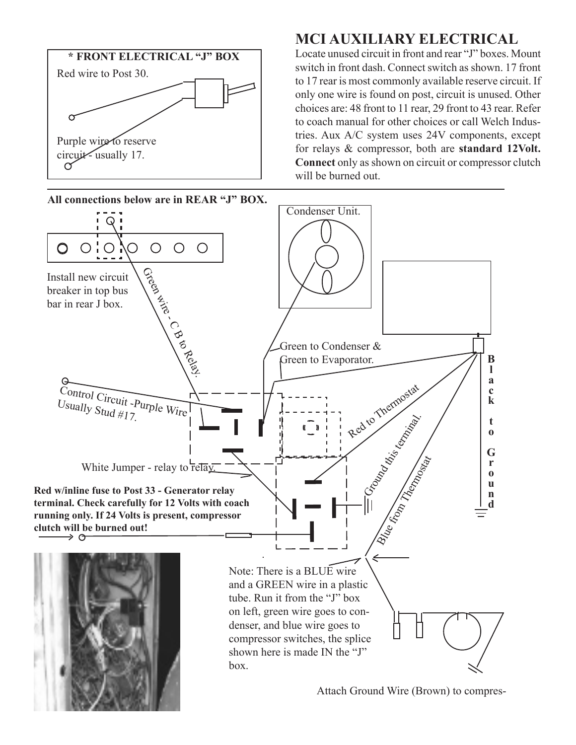## MCI AUXILIARY ELECTRICAL

Locate unused circuit in front and rear "J" boxes. Mount switch in front dash. Connect switch as shown. 17 front to 17 rear is most commonly available reserve circuit. If only one wire is found on post, circuit is unused. Other choices are: 48 front to 11 rear, 29 front to 43 rear. Refer to coach manual for other choices or call Welch Industries. Aux A/C system uses 24V components, except for relays & compressor, both are **standard 12Volt. Connect** only as shown on circuit or compressor clutch will be burned out.

**\* FRONT ELECTRICAL "J" BOX**

Red wire to Post 30.

Purple wire to reserve circuit - usually 17.

**All connections below are in REAR "J" BOX.**

Condenser Unit.

Install new circuit breaker in top bus bar in rear J box.

Green wire - C B to Relay.

Green to Condenser & Green to Evaporator.

Black to Ground

Control Circuit -Purple Wire Usually Stud #17.

Red to Thermostat

Ground this terminal.

Blue from Thermostat

White Jumper - relay to relay.

**Red w/inline fuse to Post 33 - Generator relay terminal. Check carefully for 12 Volts with coach running only. If 24 Volts is present, compressor clutch will be burned out!**

Note: There is a BLUE wire and a GREEN wire in a plastic tube. Run it from the "J" box on left, green wire goes to condenser, and blue wire goes to compressor switches, the splice shown here is made IN the "J" box.

Attach Ground Wire (Brown) to compres-